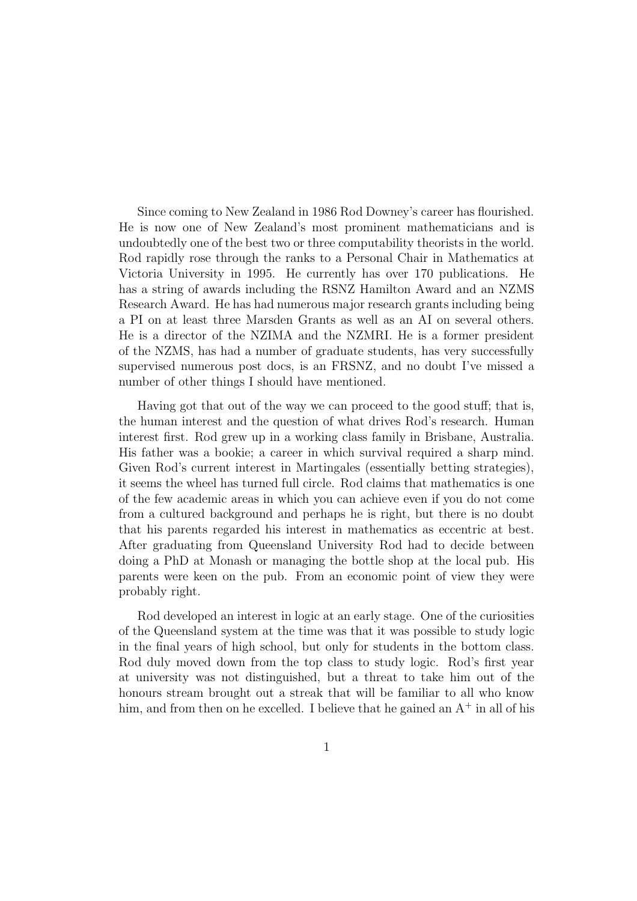Since coming to New Zealand in 1986 Rod Downey's career has flourished. He is now one of New Zealand's most prominent mathematicians and is undoubtedly one of the best two or three computability theorists in the world. Rod rapidly rose through the ranks to a Personal Chair in Mathematics at Victoria University in 1995. He currently has over 170 publications. He has a string of awards including the RSNZ Hamilton Award and an NZMS Research Award. He has had numerous major research grants including being a PI on at least three Marsden Grants as well as an AI on several others. He is a director of the NZIMA and the NZMRI. He is a former president of the NZMS, has had a number of graduate students, has very successfully supervised numerous post docs, is an FRSNZ, and no doubt I've missed a number of other things I should have mentioned.

Having got that out of the way we can proceed to the good stuff; that is, the human interest and the question of what drives Rod's research. Human interest first. Rod grew up in a working class family in Brisbane, Australia. His father was a bookie; a career in which survival required a sharp mind. Given Rod's current interest in Martingales (essentially betting strategies), it seems the wheel has turned full circle. Rod claims that mathematics is one of the few academic areas in which you can achieve even if you do not come from a cultured background and perhaps he is right, but there is no doubt that his parents regarded his interest in mathematics as eccentric at best. After graduating from Queensland University Rod had to decide between doing a PhD at Monash or managing the bottle shop at the local pub. His parents were keen on the pub. From an economic point of view they were probably right.

Rod developed an interest in logic at an early stage. One of the curiosities of the Queensland system at the time was that it was possible to study logic in the final years of high school, but only for students in the bottom class. Rod duly moved down from the top class to study logic. Rod's first year at university was not distinguished, but a threat to take him out of the honours stream brought out a streak that will be familiar to all who know him, and from then on he excelled. I believe that he gained an A$^+$ in all of his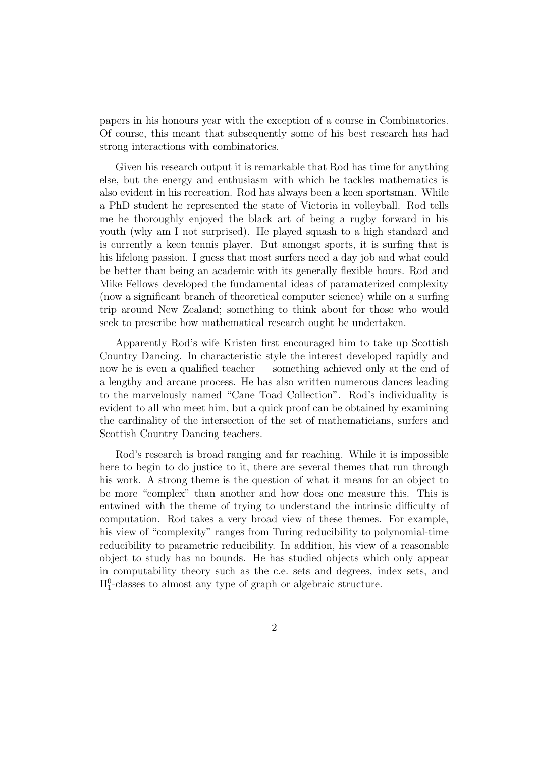papers in his honours year with the exception of a course in Combinatorics. Of course, this meant that subsequently some of his best research has had strong interactions with combinatorics.

Given his research output it is remarkable that Rod has time for anything else, but the energy and enthusiasm with which he tackles mathematics is also evident in his recreation. Rod has always been a keen sportsman. While a PhD student he represented the state of Victoria in volleyball. Rod tells me he thoroughly enjoyed the black art of being a rugby forward in his youth (why am I not surprised). He played squash to a high standard and is currently a keen tennis player. But amongst sports, it is surfing that is his lifelong passion. I guess that most surfers need a day job and what could be better than being an academic with its generally flexible hours. Rod and Mike Fellows developed the fundamental ideas of paramaterized complexity (now a significant branch of theoretical computer science) while on a surfing trip around New Zealand; something to think about for those who would seek to prescribe how mathematical research ought be undertaken.

Apparently Rod's wife Kristen first encouraged him to take up Scottish Country Dancing. In characteristic style the interest developed rapidly and now he is even a qualified teacher — something achieved only at the end of a lengthy and arcane process. He has also written numerous dances leading to the marvelously named "Cane Toad Collection". Rod's individuality is evident to all who meet him, but a quick proof can be obtained by examining the cardinality of the intersection of the set of mathematicians, surfers and Scottish Country Dancing teachers.

Rod's research is broad ranging and far reaching. While it is impossible here to begin to do justice to it, there are several themes that run through his work. A strong theme is the question of what it means for an object to be more "complex" than another and how does one measure this. This is entwined with the theme of trying to understand the intrinsic difficulty of computation. Rod takes a very broad view of these themes. For example, his view of "complexity" ranges from Turing reducibility to polynomial-time reducibility to parametric reducibility. In addition, his view of a reasonable object to study has no bounds. He has studied objects which only appear in computability theory such as the c.e. sets and degrees, index sets, and $\Pi^0_1$-classes to almost any type of graph or algebraic structure.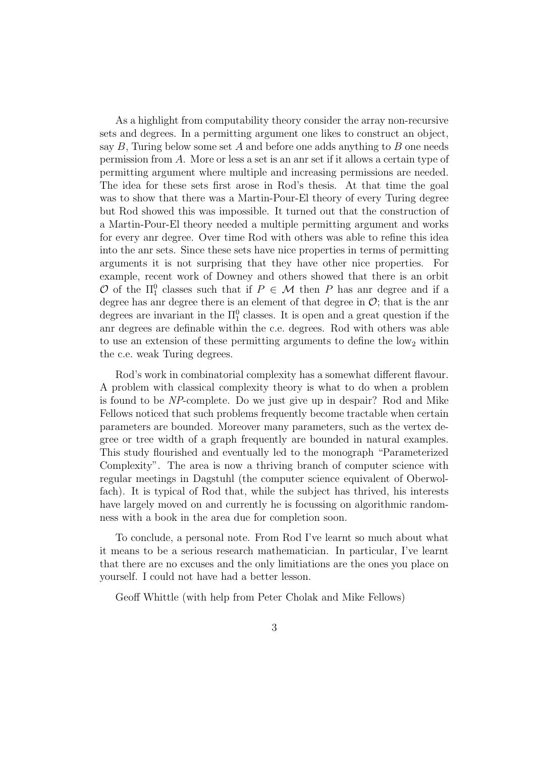As a highlight from computability theory consider the array non-recursive sets and degrees. In a permitting argument one likes to construct an object, say $B$, Turing below some set $A$ and before one adds anything to $B$ one needs permission from $A$. More or less a set is an anr set if it allows a certain type of permitting argument where multiple and increasing permissions are needed. The idea for these sets first arose in Rod's thesis. At that time the goal was to show that there was a Martin-Pour-El theory of every Turing degree but Rod showed this was impossible. It turned out that the construction of a Martin-Pour-El theory needed a multiple permitting argument and works for every anr degree. Over time Rod with others was able to refine this idea into the anr sets. Since these sets have nice properties in terms of permitting arguments it is not surprising that they have other nice properties. For example, recent work of Downey and others showed that there is an orbit $\mathcal{O}$ of the $\Pi^0_1$ classes such that if $P \in \mathcal{M}$ then $P$ has anr degree and if a degree has anr degree there is an element of that degree in $\mathcal{O}$; that is the anr degrees are invariant in the $\Pi^0_1$ classes. It is open and a great question if the anr degrees are definable within the c.e. degrees. Rod with others was able to use an extension of these permitting arguments to define the $\text{low}_2$ within the c.e. weak Turing degrees.

Rod's work in combinatorial complexity has a somewhat different flavour. A problem with classical complexity theory is what to do when a problem is found to be *NP*-complete. Do we just give up in despair? Rod and Mike Fellows noticed that such problems frequently become tractable when certain parameters are bounded. Moreover many parameters, such as the vertex degree or tree width of a graph frequently are bounded in natural examples. This study flourished and eventually led to the monograph "Parameterized Complexity". The area is now a thriving branch of computer science with regular meetings in Dagstuhl (the computer science equivalent of Oberwolfach). It is typical of Rod that, while the subject has thrived, his interests have largely moved on and currently he is focussing on algorithmic randomness with a book in the area due for completion soon.

To conclude, a personal note. From Rod I've learnt so much about what it means to be a serious research mathematician. In particular, I've learnt that there are no excuses and the only limitiations are the ones you place on yourself. I could not have had a better lesson.

Geoff Whittle (with help from Peter Cholak and Mike Fellows)